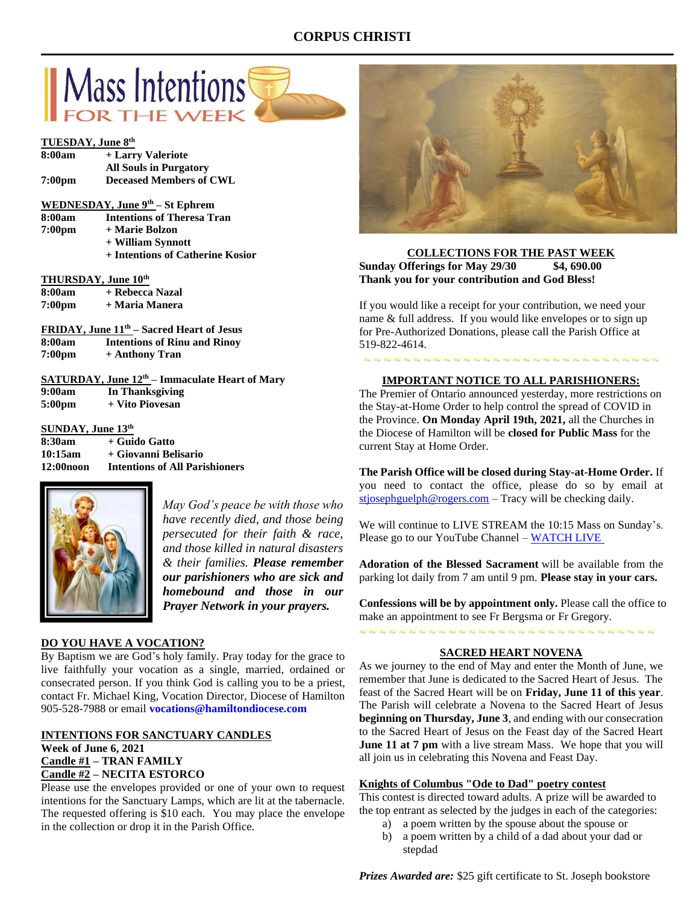# CORPUS CHRISTI

## Mass Intentions FOR THE WEEK

**TUESDAY, June 8th**

| | |
|---|---|
| **8:00am** | **+ Larry Valeriote** |
| | **All Souls in Purgatory** |
| **7:00pm** | **Deceased Members of CWL** |

**WEDNESDAY, June 9th – St Ephrem**

| | |
|---|---|
| **8:00am** | **Intentions of Theresa Tran** |
| **7:00pm** | **+ Marie Bolzon** |
| | **+ William Synnott** |
| | **+ Intentions of Catherine Kosior** |

**THURSDAY, June 10th**

| | |
|---|---|
| **8:00am** | **+ Rebecca Nazal** |
| **7:00pm** | **+ Maria Manera** |

**FRIDAY, June 11th – Sacred Heart of Jesus**

| | |
|---|---|
| **8:00am** | **Intentions of Rinu and Rinoy** |
| **7:00pm** | **+ Anthony Tran** |

**SATURDAY, June 12th – Immaculate Heart of Mary**

| | |
|---|---|
| **9:00am** | **In Thanksgiving** |
| **5:00pm** | **+ Vito Piovesan** |

**SUNDAY, June 13th**

| | |
|---|---|
| **8:30am** | **+ Guido Gatto** |
| **10:15am** | **+ Giovanni Belisario** |
| **12:00noon** | **Intentions of All Parishioners** |

*May God's peace be with those who have recently died, and those being persecuted for their faith & race, and those killed in natural disasters & their families.* ***Please remember our parishioners who are sick and homebound and those in our Prayer Network in your prayers.***

**DO YOU HAVE A VOCATION?**

By Baptism we are God's holy family. Pray today for the grace to live faithfully your vocation as a single, married, ordained or consecrated person. If you think God is calling you to be a priest, contact Fr. Michael King, Vocation Director, Diocese of Hamilton 905-528-7988 or email **vocations@hamiltondiocese.com**

**INTENTIONS FOR SANCTUARY CANDLES**

**Week of June 6, 2021**

**Candle #1 – TRAN FAMILY**

**Candle #2 – NECITA ESTORCO**

Please use the envelopes provided or one of your own to request intentions for the Sanctuary Lamps, which are lit at the tabernacle. The requested offering is $10 each. You may place the envelope in the collection or drop it in the Parish Office.

**COLLECTIONS FOR THE PAST WEEK**

**Sunday Offerings for May 29/30 $4, 690.00**

**Thank you for your contribution and God Bless!**

If you would like a receipt for your contribution, we need your name & full address. If you would like envelopes or to sign up for Pre-Authorized Donations, please call the Parish Office at 519-822-4614.

**IMPORTANT NOTICE TO ALL PARISHIONERS:**

The Premier of Ontario announced yesterday, more restrictions on the Stay-at-Home Order to help control the spread of COVID in the Province. **On Monday April 19th, 2021,** all the Churches in the Diocese of Hamilton will be **closed for Public Mass** for the current Stay at Home Order.

**The Parish Office will be closed during Stay-at-Home Order.** If you need to contact the office, please do so by email at stjosephguelph@rogers.com – Tracy will be checking daily.

We will continue to LIVE STREAM the 10:15 Mass on Sunday's. Please go to our YouTube Channel – WATCH LIVE

**Adoration of the Blessed Sacrament** will be available from the parking lot daily from 7 am until 9 pm. **Please stay in your cars.**

**Confessions will be by appointment only.** Please call the office to make an appointment to see Fr Bergsma or Fr Gregory.

**SACRED HEART NOVENA**

As we journey to the end of May and enter the Month of June, we remember that June is dedicated to the Sacred Heart of Jesus. The feast of the Sacred Heart will be on **Friday, June 11 of this year**. The Parish will celebrate a Novena to the Sacred Heart of Jesus **beginning on Thursday, June 3**, and ending with our consecration to the Sacred Heart of Jesus on the Feast day of the Sacred Heart **June 11 at 7 pm** with a live stream Mass. We hope that you will all join us in celebrating this Novena and Feast Day.

**Knights of Columbus "Ode to Dad" poetry contest**

This contest is directed toward adults. A prize will be awarded to the top entrant as selected by the judges in each of the categories:

a) a poem written by the spouse about the spouse or
b) a poem written by a child of a dad about your dad or stepdad

***Prizes Awarded are:*** $25 gift certificate to St. Joseph bookstore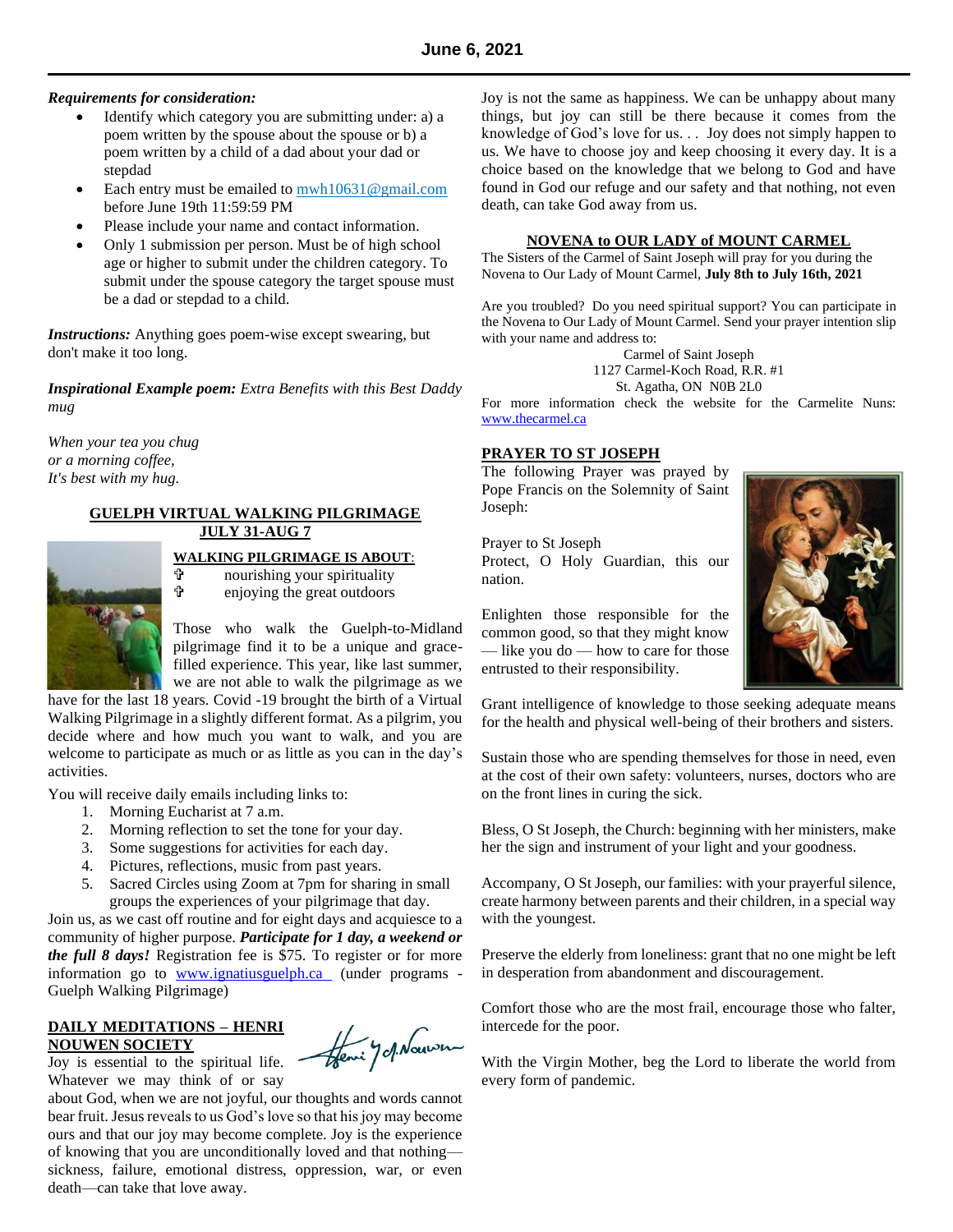*Requirements for consideration:*

- Identify which category you are submitting under: a) a poem written by the spouse about the spouse or b) a poem written by a child of a dad about your dad or stepdad
- Each entry must be emailed to mwh10631@gmail.com before June 19th 11:59:59 PM
- Please include your name and contact information.
- Only 1 submission per person. Must be of high school age or higher to submit under the children category. To submit under the spouse category the target spouse must be a dad or stepdad to a child.

***Instructions:*** Anything goes poem-wise except swearing, but don't make it too long.

***Inspirational Example poem:*** *Extra Benefits with this Best Daddy mug*

*When your tea you chug*
*or a morning coffee,*
*It's best with my hug.*

## GUELPH VIRTUAL WALKING PILGRIMAGE JULY 31-AUG 7

**WALKING PILGRIMAGE IS ABOUT:**

- nourishing your spirituality
- enjoying the great outdoors

Those who walk the Guelph-to-Midland pilgrimage find it to be a unique and grace-filled experience. This year, like last summer, we are not able to walk the pilgrimage as we have for the last 18 years. Covid -19 brought the birth of a Virtual Walking Pilgrimage in a slightly different format. As a pilgrim, you decide where and how much you want to walk, and you are welcome to participate as much or as little as you can in the day's activities.

You will receive daily emails including links to:

1. Morning Eucharist at 7 a.m.
2. Morning reflection to set the tone for your day.
3. Some suggestions for activities for each day.
4. Pictures, reflections, music from past years.
5. Sacred Circles using Zoom at 7pm for sharing in small groups the experiences of your pilgrimage that day.

Join us, as we cast off routine and for eight days and acquiesce to a community of higher purpose. ***Participate for 1 day, a weekend or the full 8 days!*** Registration fee is $75. To register or for more information go to www.ignatiusguelph.ca (under programs - Guelph Walking Pilgrimage)

## DAILY MEDITATIONS – HENRI NOUWEN SOCIETY

Joy is essential to the spiritual life. Whatever we may think of or say about God, when we are not joyful, our thoughts and words cannot bear fruit. Jesus reveals to us God's love so that his joy may become ours and that our joy may become complete. Joy is the experience of knowing that you are unconditionally loved and that nothing—sickness, failure, emotional distress, oppression, war, or even death—can take that love away.

Joy is not the same as happiness. We can be unhappy about many things, but joy can still be there because it comes from the knowledge of God's love for us. . . Joy does not simply happen to us. We have to choose joy and keep choosing it every day. It is a choice based on the knowledge that we belong to God and have found in God our refuge and our safety and that nothing, not even death, can take God away from us.

## NOVENA to OUR LADY of MOUNT CARMEL

The Sisters of the Carmel of Saint Joseph will pray for you during the Novena to Our Lady of Mount Carmel, **July 8th to July 16th, 2021**

Are you troubled? Do you need spiritual support? You can participate in the Novena to Our Lady of Mount Carmel. Send your prayer intention slip with your name and address to:

Carmel of Saint Joseph
1127 Carmel-Koch Road, R.R. #1
St. Agatha, ON N0B 2L0

For more information check the website for the Carmelite Nuns: www.thecarmel.ca

## PRAYER TO ST JOSEPH

The following Prayer was prayed by Pope Francis on the Solemnity of Saint Joseph:

Prayer to St Joseph
Protect, O Holy Guardian, this our nation.

Enlighten those responsible for the common good, so that they might know — like you do — how to care for those entrusted to their responsibility.

Grant intelligence of knowledge to those seeking adequate means for the health and physical well-being of their brothers and sisters.

Sustain those who are spending themselves for those in need, even at the cost of their own safety: volunteers, nurses, doctors who are on the front lines in curing the sick.

Bless, O St Joseph, the Church: beginning with her ministers, make her the sign and instrument of your light and your goodness.

Accompany, O St Joseph, our families: with your prayerful silence, create harmony between parents and their children, in a special way with the youngest.

Preserve the elderly from loneliness: grant that no one might be left in desperation from abandonment and discouragement.

Comfort those who are the most frail, encourage those who falter, intercede for the poor.

With the Virgin Mother, beg the Lord to liberate the world from every form of pandemic.